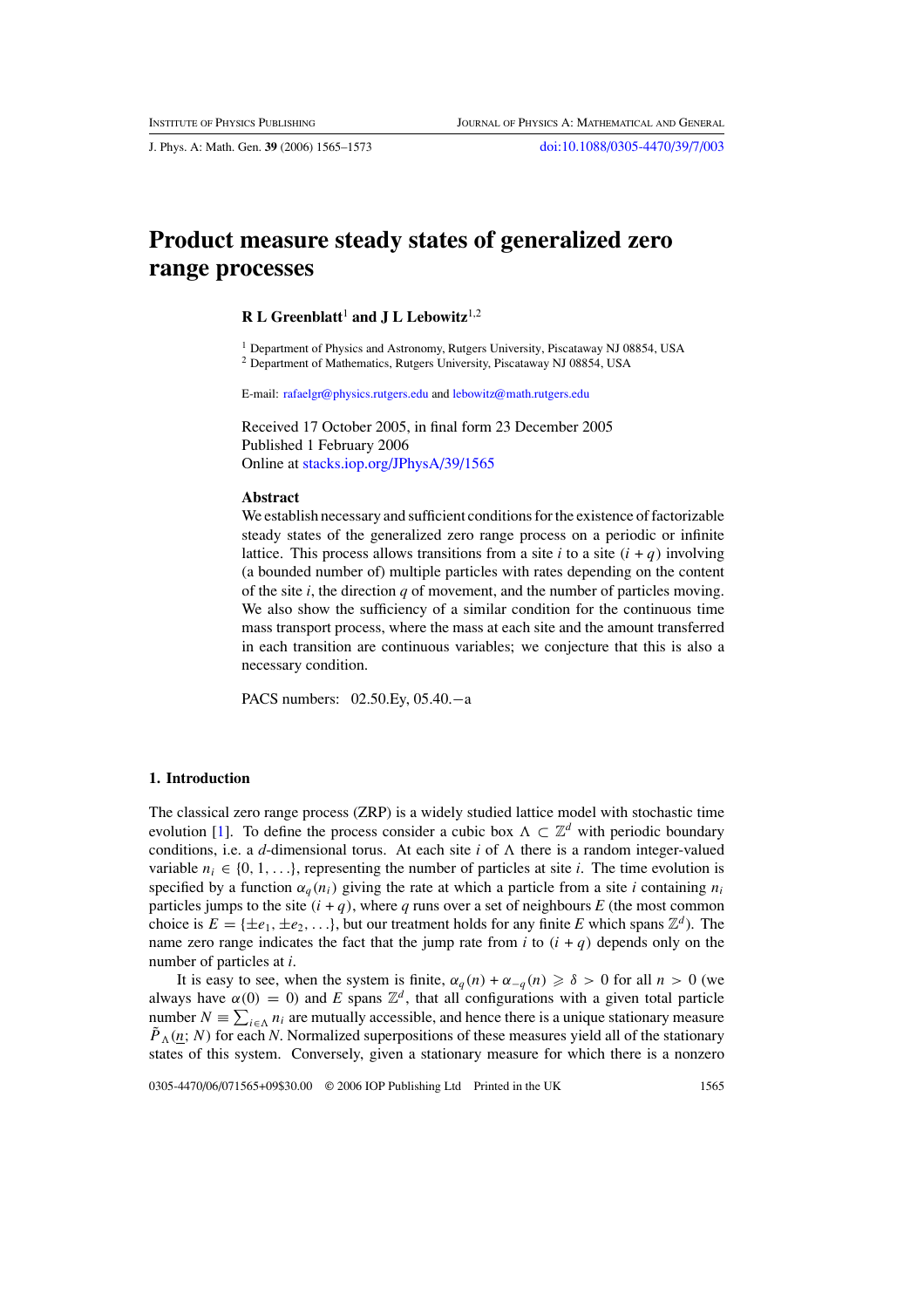# Product measure steady states of generalized zero range processes

**R L Greenblatt[1] and J L Lebowitz[1,2]**

[1] Department of Physics and Astronomy, Rutgers University, Piscataway NJ 08854, USA
[2] Department of Mathematics, Rutgers University, Piscataway NJ 08854, USA

E-mail: rafaelgr@physics.rutgers.edu and lebowitz@math.rutgers.edu

Received 17 October 2005, in final form 23 December 2005
Published 1 February 2006
Online at stacks.iop.org/JPhysA/39/1565

### Abstract

We establish necessary and sufficient conditions for the existence of factorizable steady states of the generalized zero range process on a periodic or infinite lattice. This process allows transitions from a site $i$ to a site $(i + q)$ involving (a bounded number of) multiple particles with rates depending on the content of the site $i$, the direction $q$ of movement, and the number of particles moving. We also show the sufficiency of a similar condition for the continuous time mass transport process, where the mass at each site and the amount transferred in each transition are continuous variables; we conjecture that this is also a necessary condition.

PACS numbers: 02.50.Ey, 05.40.−a

## 1. Introduction

The classical zero range process (ZRP) is a widely studied lattice model with stochastic time evolution [1]. To define the process consider a cubic box $\Lambda \subset \mathbb{Z}^d$ with periodic boundary conditions, i.e. a $d$-dimensional torus. At each site $i$ of $\Lambda$ there is a random integer-valued variable $n_i \in \{0, 1, \ldots\}$, representing the number of particles at site $i$. The time evolution is specified by a function $\alpha_q(n_i)$ giving the rate at which a particle from a site $i$ containing $n_i$ particles jumps to the site $(i + q)$, where $q$ runs over a set of neighbours $E$ (the most common choice is $E = \{\pm e_1, \pm e_2, \ldots\}$, but our treatment holds for any finite $E$ which spans $\mathbb{Z}^d$). The name zero range indicates the fact that the jump rate from $i$ to $(i + q)$ depends only on the number of particles at $i$.

It is easy to see, when the system is finite, $\alpha_q(n) + \alpha_{-q}(n) \geqslant \delta > 0$ for all $n > 0$ (we always have $\alpha(0) = 0$) and $E$ spans $\mathbb{Z}^d$, that all configurations with a given total particle number $N \equiv \sum_{i\in\Lambda} n_i$ are mutually accessible, and hence there is a unique stationary measure $\tilde{P}_\Lambda(\underline{n}; N)$ for each $N$. Normalized superpositions of these measures yield all of the stationary states of this system. Conversely, given a stationary measure for which there is a nonzero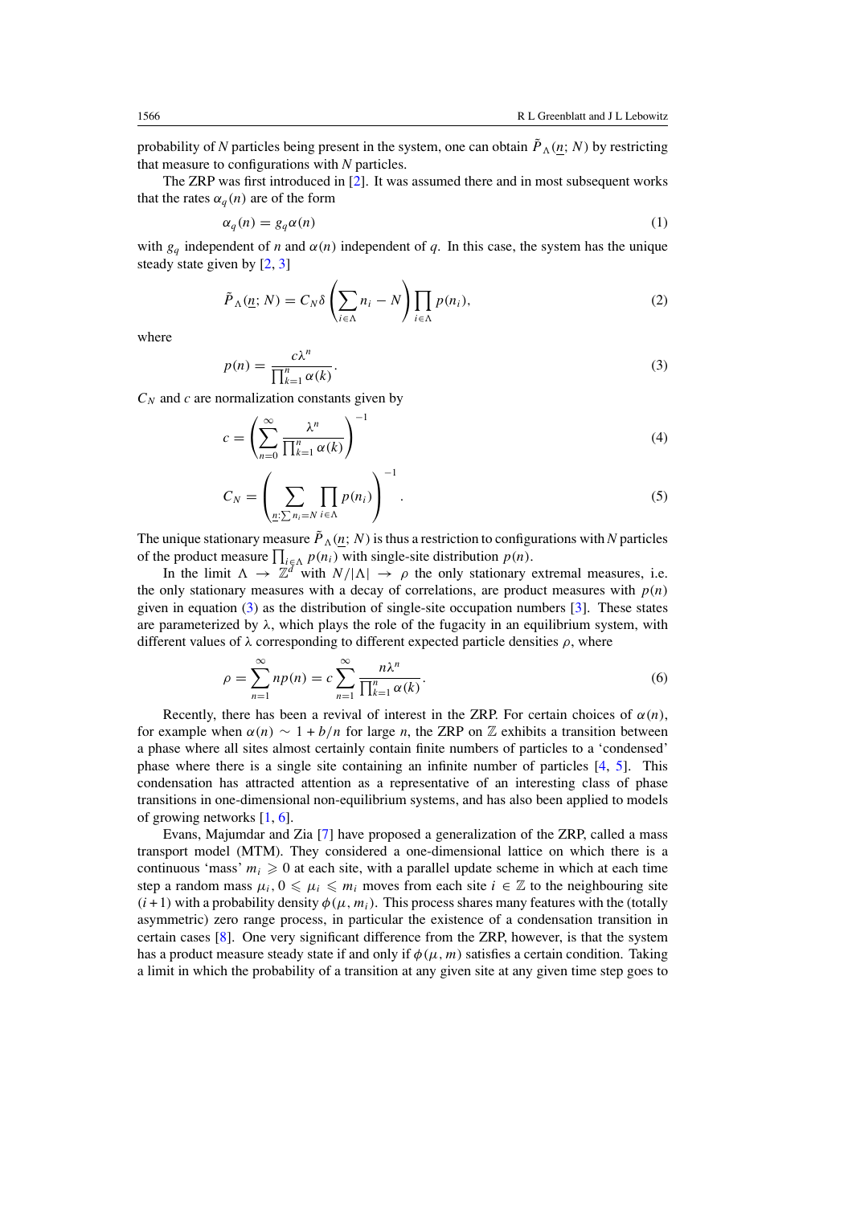probability of $N$ particles being present in the system, one can obtain $\tilde{P}_\Lambda(\underline{n}; N)$ by restricting that measure to configurations with $N$ particles.

The ZRP was first introduced in [2]. It was assumed there and in most subsequent works that the rates $\alpha_q(n)$ are of the form

$$\alpha_q(n) = g_q \alpha(n) \tag{1}$$

with $g_q$ independent of $n$ and $\alpha(n)$ independent of $q$. In this case, the system has the unique steady state given by [2, 3]

$$\tilde{P}_\Lambda(\underline{n}; N) = C_N \delta\left(\sum_{i\in\Lambda} n_i - N\right) \prod_{i\in\Lambda} p(n_i), \tag{2}$$

where

$$p(n) = \frac{c\lambda^n}{\prod_{k=1}^n \alpha(k)}. \tag{3}$$

$C_N$ and $c$ are normalization constants given by

$$c = \left(\sum_{n=0}^{\infty} \frac{\lambda^n}{\prod_{k=1}^n \alpha(k)}\right)^{-1} \tag{4}$$

$$C_N = \left(\sum_{\underline{n}:\sum n_i = N} \prod_{i\in\Lambda} p(n_i)\right)^{-1}. \tag{5}$$

The unique stationary measure $\tilde{P}_\Lambda(\underline{n}; N)$ is thus a restriction to configurations with $N$ particles of the product measure $\prod_{i\in\Lambda} p(n_i)$ with single-site distribution $p(n)$.

In the limit $\Lambda \to \mathbb{Z}^d$ with $N/|\Lambda| \to \rho$ the only stationary extremal measures, i.e. the only stationary measures with a decay of correlations, are product measures with $p(n)$ given in equation (3) as the distribution of single-site occupation numbers [3]. These states are parameterized by $\lambda$, which plays the role of the fugacity in an equilibrium system, with different values of $\lambda$ corresponding to different expected particle densities $\rho$, where

$$\rho = \sum_{n=1}^{\infty} np(n) = c\sum_{n=1}^{\infty} \frac{n\lambda^n}{\prod_{k=1}^n \alpha(k)}. \tag{6}$$

Recently, there has been a revival of interest in the ZRP. For certain choices of $\alpha(n)$, for example when $\alpha(n) \sim 1 + b/n$ for large $n$, the ZRP on $\mathbb{Z}$ exhibits a transition between a phase where all sites almost certainly contain finite numbers of particles to a 'condensed' phase where there is a single site containing an infinite number of particles [4, 5]. This condensation has attracted attention as a representative of an interesting class of phase transitions in one-dimensional non-equilibrium systems, and has also been applied to models of growing networks [1, 6].

Evans, Majumdar and Zia [7] have proposed a generalization of the ZRP, called a mass transport model (MTM). They considered a one-dimensional lattice on which there is a continuous 'mass' $m_i \geqslant 0$ at each site, with a parallel update scheme in which at each time step a random mass $\mu_i$, $0 \leqslant \mu_i \leqslant m_i$ moves from each site $i \in \mathbb{Z}$ to the neighbouring site $(i+1)$ with a probability density $\phi(\mu, m_i)$. This process shares many features with the (totally asymmetric) zero range process, in particular the existence of a condensation transition in certain cases [8]. One very significant difference from the ZRP, however, is that the system has a product measure steady state if and only if $\phi(\mu, m)$ satisfies a certain condition. Taking a limit in which the probability of a transition at any given site at any given time step goes to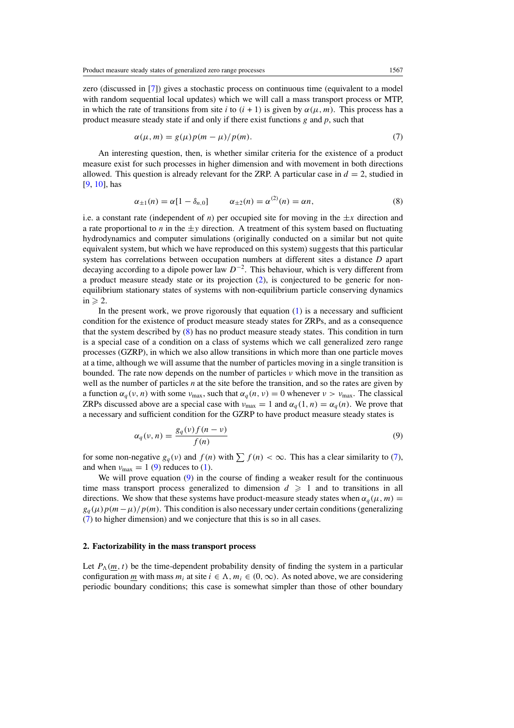zero (discussed in [7]) gives a stochastic process on continuous time (equivalent to a model with random sequential local updates) which we will call a mass transport process or MTP, in which the rate of transitions from site $i$ to $(i + 1)$ is given by $\alpha(\mu, m)$. This process has a product measure steady state if and only if there exist functions $g$ and $p$, such that

$$\alpha(\mu, m) = g(\mu)p(m - \mu)/p(m). \tag{7}$$

An interesting question, then, is whether similar criteria for the existence of a product measure exist for such processes in higher dimension and with movement in both directions allowed. This question is already relevant for the ZRP. A particular case in $d = 2$, studied in [9, 10], has

$$\alpha_{\pm1}(n) = \alpha[1 - \delta_{n,0}] \qquad \alpha_{\pm2}(n) = \alpha^{(2)}(n) = \alpha n, \tag{8}$$

i.e. a constant rate (independent of $n$) per occupied site for moving in the $\pm x$ direction and a rate proportional to $n$ in the $\pm y$ direction. A treatment of this system based on fluctuating hydrodynamics and computer simulations (originally conducted on a similar but not quite equivalent system, but which we have reproduced on this system) suggests that this particular system has correlations between occupation numbers at different sites a distance $D$ apart decaying according to a dipole power law $D^{-2}$. This behaviour, which is very different from a product measure steady state or its projection (2), is conjectured to be generic for non-equilibrium stationary states of systems with non-equilibrium particle conserving dynamics in $\geqslant 2$.

In the present work, we prove rigorously that equation (1) is a necessary and sufficient condition for the existence of product measure steady states for ZRPs, and as a consequence that the system described by (8) has no product measure steady states. This condition in turn is a special case of a condition on a class of systems which we call generalized zero range processes (GZRP), in which we also allow transitions in which more than one particle moves at a time, although we will assume that the number of particles moving in a single transition is bounded. The rate now depends on the number of particles $\nu$ which move in the transition as well as the number of particles $n$ at the site before the transition, and so the rates are given by a function $\alpha_q(\nu, n)$ with some $\nu_{\max}$, such that $\alpha_q(n, \nu) = 0$ whenever $\nu > \nu_{\max}$. The classical ZRPs discussed above are a special case with $\nu_{\max} = 1$ and $\alpha_q(1, n) = \alpha_q(n)$. We prove that a necessary and sufficient condition for the GZRP to have product measure steady states is

$$\alpha_q(\nu, n) = \frac{g_q(\nu) f(n - \nu)}{f(n)} \tag{9}$$

for some non-negative $g_q(\nu)$ and $f(n)$ with $\sum f(n) < \infty$. This has a clear similarity to (7), and when $\nu_{\max} = 1$ (9) reduces to (1).

We will prove equation (9) in the course of finding a weaker result for the continuous time mass transport process generalized to dimension $d \geqslant 1$ and to transitions in all directions. We show that these systems have product-measure steady states when $\alpha_q(\mu, m) = g_q(\mu)p(m-\mu)/p(m)$. This condition is also necessary under certain conditions (generalizing (7) to higher dimension) and we conjecture that this is so in all cases.

## 2. Factorizability in the mass transport process

Let $P_\Lambda(\underline{m}, t)$ be the time-dependent probability density of finding the system in a particular configuration $\underline{m}$ with mass $m_i$ at site $i \in \Lambda$, $m_i \in (0, \infty)$. As noted above, we are considering periodic boundary conditions; this case is somewhat simpler than those of other boundary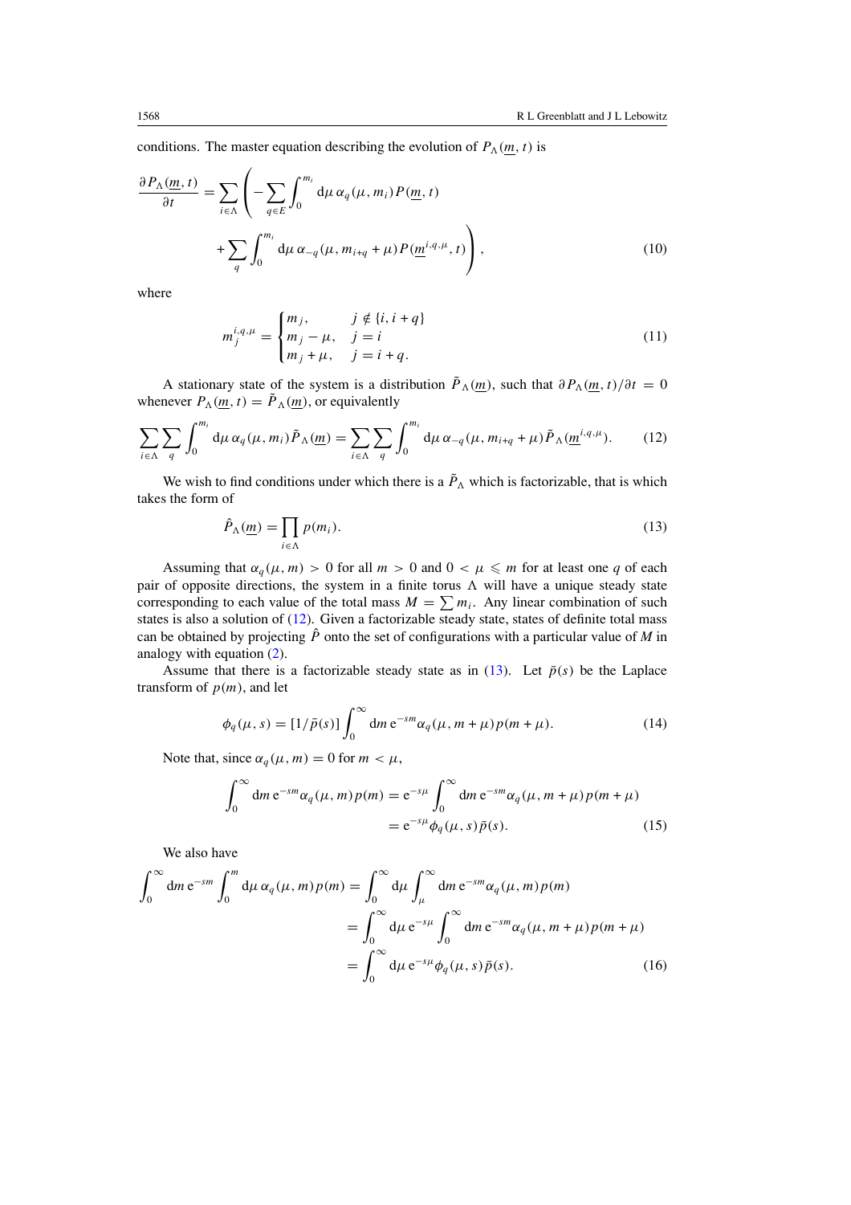conditions. The master equation describing the evolution of $P_\Lambda(\underline{m}, t)$ is

$$\frac{\partial P_\Lambda(\underline{m}, t)}{\partial t} = \sum_{i\in\Lambda} \left( -\sum_{q\in E} \int_0^{m_i} \mathrm{d}\mu\, \alpha_q(\mu, m_i) P(\underline{m}, t) + \sum_q \int_0^{m_i} \mathrm{d}\mu\, \alpha_{-q}(\mu, m_{i+q} + \mu) P(\underline{m}^{i,q,\mu}, t) \right), \tag{10}$$

where

$$m_j^{i,q,\mu} = \begin{cases} m_j, & j \notin \{i, i+q\} \\ m_j - \mu, & j = i \\ m_j + \mu, & j = i + q. \end{cases} \tag{11}$$

A stationary state of the system is a distribution $\tilde{P}_\Lambda(\underline{m})$, such that $\partial P_\Lambda(\underline{m}, t)/\partial t = 0$ whenever $P_\Lambda(\underline{m}, t) = \tilde{P}_\Lambda(\underline{m})$, or equivalently

$$\sum_{i\in\Lambda} \sum_q \int_0^{m_i} \mathrm{d}\mu\, \alpha_q(\mu, m_i) \tilde{P}_\Lambda(\underline{m}) = \sum_{i\in\Lambda} \sum_q \int_0^{m_i} \mathrm{d}\mu\, \alpha_{-q}(\mu, m_{i+q} + \mu) \tilde{P}_\Lambda(\underline{m}^{i,q,\mu}). \tag{12}$$

We wish to find conditions under which there is a $\tilde{P}_\Lambda$ which is factorizable, that is which takes the form of

$$\hat{P}_\Lambda(\underline{m}) = \prod_{i\in\Lambda} p(m_i). \tag{13}$$

Assuming that $\alpha_q(\mu, m) > 0$ for all $m > 0$ and $0 < \mu \leqslant m$ for at least one $q$ of each pair of opposite directions, the system in a finite torus $\Lambda$ will have a unique steady state corresponding to each value of the total mass $M = \sum m_i$. Any linear combination of such states is also a solution of (12). Given a factorizable steady state, states of definite total mass can be obtained by projecting $\hat{P}$ onto the set of configurations with a particular value of $M$ in analogy with equation (2).

Assume that there is a factorizable steady state as in (13). Let $\bar{p}(s)$ be the Laplace transform of $p(m)$, and let

$$\phi_q(\mu, s) = [1/\bar{p}(s)] \int_0^\infty \mathrm{d}m\, \mathrm{e}^{-sm} \alpha_q(\mu, m + \mu) p(m + \mu). \tag{14}$$

Note that, since $\alpha_q(\mu, m) = 0$ for $m < \mu$,

$$\begin{aligned} \int_0^\infty \mathrm{d}m\, \mathrm{e}^{-sm} \alpha_q(\mu, m) p(m) &= \mathrm{e}^{-s\mu} \int_0^\infty \mathrm{d}m\, \mathrm{e}^{-sm} \alpha_q(\mu, m + \mu) p(m + \mu) \\ &= \mathrm{e}^{-s\mu} \phi_q(\mu, s) \bar{p}(s). \end{aligned} \tag{15}$$

We also have

$$\begin{aligned} \int_0^\infty \mathrm{d}m\, \mathrm{e}^{-sm} \int_0^m \mathrm{d}\mu\, \alpha_q(\mu, m) p(m) &= \int_0^\infty \mathrm{d}\mu \int_\mu^\infty \mathrm{d}m\, \mathrm{e}^{-sm} \alpha_q(\mu, m) p(m) \\ &= \int_0^\infty \mathrm{d}\mu\, \mathrm{e}^{-s\mu} \int_0^\infty \mathrm{d}m\, \mathrm{e}^{-sm} \alpha_q(\mu, m + \mu) p(m + \mu) \\ &= \int_0^\infty \mathrm{d}\mu\, \mathrm{e}^{-s\mu} \phi_q(\mu, s) \bar{p}(s). \end{aligned} \tag{16}$$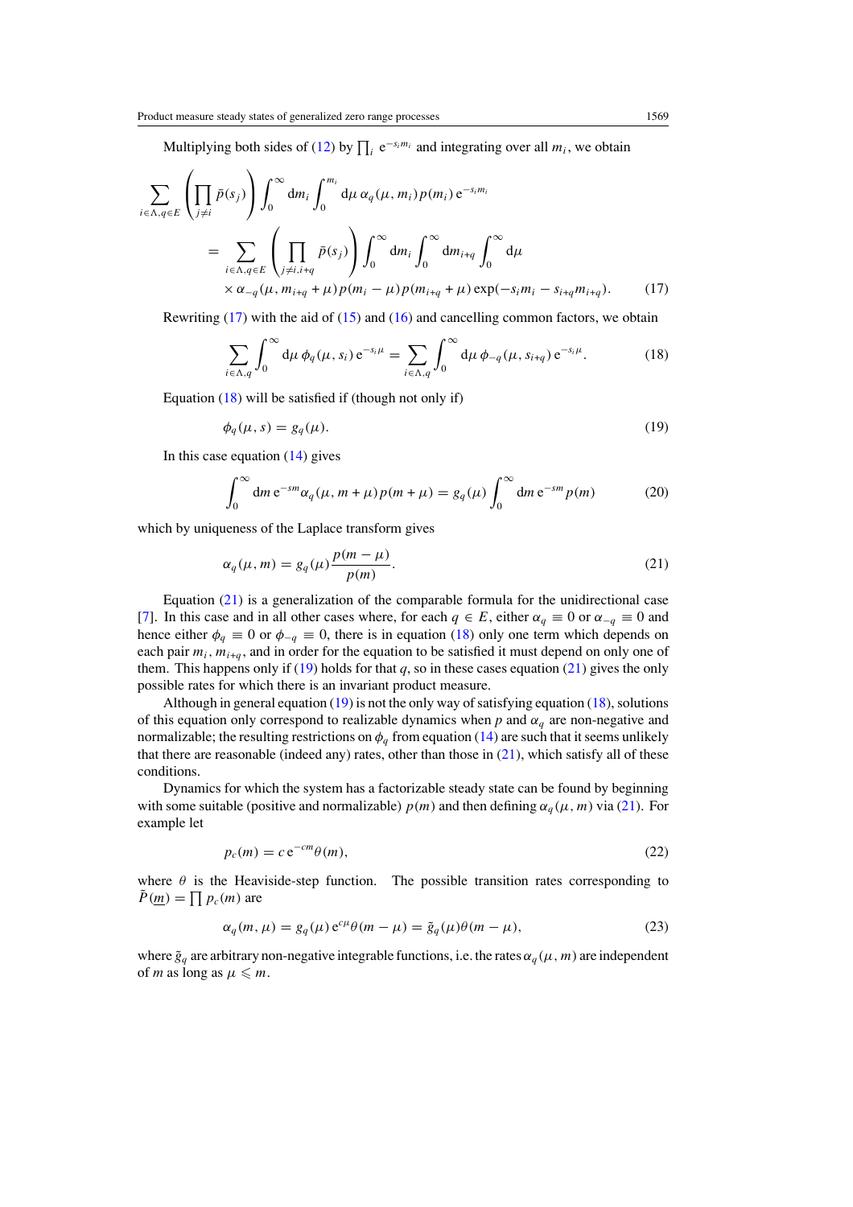Multiplying both sides of (12) by $\prod_i \mathrm{e}^{-s_i m_i}$ and integrating over all $m_i$, we obtain

$$\sum_{i\in\Lambda,q\in E}\left(\prod_{j\neq i}\bar{p}(s_j)\right)\int_0^\infty \mathrm{d}m_i \int_0^{m_i} \mathrm{d}\mu\, \alpha_q(\mu, m_i)\, p(m_i)\, \mathrm{e}^{-s_i m_i}$$

$$= \sum_{i\in\Lambda,q\in E}\left(\prod_{j\neq i,i+q}\bar{p}(s_j)\right)\int_0^\infty \mathrm{d}m_i \int_0^\infty \mathrm{d}m_{i+q}\int_0^\infty \mathrm{d}\mu$$
$$\times\, \alpha_{-q}(\mu, m_{i+q}+\mu)\, p(m_i-\mu)\, p(m_{i+q}+\mu)\exp(-s_i m_i - s_{i+q} m_{i+q}). \tag{17}$$

Rewriting (17) with the aid of (15) and (16) and cancelling common factors, we obtain

$$\sum_{i\in\Lambda,q}\int_0^\infty \mathrm{d}\mu\, \phi_q(\mu, s_i)\,\mathrm{e}^{-s_i\mu} = \sum_{i\in\Lambda,q}\int_0^\infty \mathrm{d}\mu\, \phi_{-q}(\mu, s_{i+q})\,\mathrm{e}^{-s_i\mu}. \tag{18}$$

Equation (18) will be satisfied if (though not only if)

$$\phi_q(\mu, s) = g_q(\mu). \tag{19}$$

In this case equation (14) gives

$$\int_0^\infty \mathrm{d}m\, \mathrm{e}^{-sm}\alpha_q(\mu, m+\mu)\, p(m+\mu) = g_q(\mu)\int_0^\infty \mathrm{d}m\, \mathrm{e}^{-sm}p(m) \tag{20}$$

which by uniqueness of the Laplace transform gives

$$\alpha_q(\mu, m) = g_q(\mu)\frac{p(m-\mu)}{p(m)}. \tag{21}$$

Equation (21) is a generalization of the comparable formula for the unidirectional case [7]. In this case and in all other cases where, for each $q \in E$, either $\alpha_q \equiv 0$ or $\alpha_{-q} \equiv 0$ and hence either $\phi_q \equiv 0$ or $\phi_{-q} \equiv 0$, there is in equation (18) only one term which depends on each pair $m_i, m_{i+q}$, and in order for the equation to be satisfied it must depend on only one of them. This happens only if (19) holds for that $q$, so in these cases equation (21) gives the only possible rates for which there is an invariant product measure.

Although in general equation (19) is not the only way of satisfying equation (18), solutions of this equation only correspond to realizable dynamics when $p$ and $\alpha_q$ are non-negative and normalizable; the resulting restrictions on $\phi_q$ from equation (14) are such that it seems unlikely that there are reasonable (indeed any) rates, other than those in (21), which satisfy all of these conditions.

Dynamics for which the system has a factorizable steady state can be found by beginning with some suitable (positive and normalizable) $p(m)$ and then defining $\alpha_q(\mu, m)$ via (21). For example let

$$p_c(m) = c\,\mathrm{e}^{-cm}\theta(m), \tag{22}$$

where $\theta$ is the Heaviside-step function. The possible transition rates corresponding to $\bar{P}(\underline{m}) = \prod p_c(m)$ are

$$\alpha_q(m, \mu) = g_q(\mu)\,\mathrm{e}^{c\mu}\theta(m-\mu) = \tilde{g}_q(\mu)\theta(m-\mu), \tag{23}$$

where $\tilde{g}_q$ are arbitrary non-negative integrable functions, i.e. the rates $\alpha_q(\mu, m)$ are independent of $m$ as long as $\mu \leqslant m$.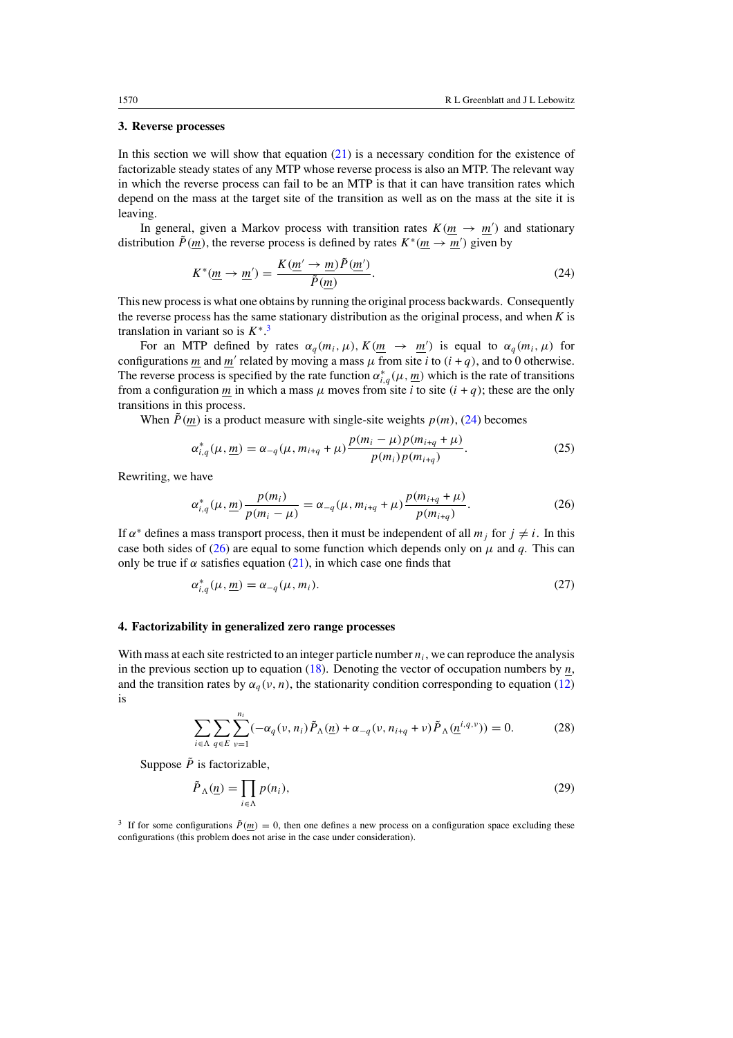## 3. Reverse processes

In this section we will show that equation (21) is a necessary condition for the existence of factorizable steady states of any MTP whose reverse process is also an MTP. The relevant way in which the reverse process can fail to be an MTP is that it can have transition rates which depend on the mass at the target site of the transition as well as on the mass at the site it is leaving.

In general, given a Markov process with transition rates $K(\underline{m} \to \underline{m}')$ and stationary distribution $\tilde{P}(\underline{m})$, the reverse process is defined by rates $K^*(\underline{m} \to \underline{m}')$ given by

$$K^*(\underline{m} \to \underline{m}') = \frac{K(\underline{m}' \to \underline{m})\tilde{P}(\underline{m}')}{\tilde{P}(\underline{m})}. \tag{24}$$

This new process is what one obtains by running the original process backwards. Consequently the reverse process has the same stationary distribution as the original process, and when $K$ is translation in variant so is $K^*$.[3]

For an MTP defined by rates $\alpha_q(m_i, \mu)$, $K(\underline{m} \to \underline{m}')$ is equal to $\alpha_q(m_i, \mu)$ for configurations $\underline{m}$ and $\underline{m}'$ related by moving a mass $\mu$ from site $i$ to $(i+q)$, and to 0 otherwise. The reverse process is specified by the rate function $\alpha^*_{i,q}(\mu, \underline{m})$ which is the rate of transitions from a configuration $\underline{m}$ in which a mass $\mu$ moves from site $i$ to site $(i+q)$; these are the only transitions in this process.

When $\tilde{P}(\underline{m})$ is a product measure with single-site weights $p(m)$, (24) becomes

$$\alpha^*_{i,q}(\mu, \underline{m}) = \alpha_{-q}(\mu, m_{i+q} + \mu)\frac{p(m_i - \mu)p(m_{i+q} + \mu)}{p(m_i)p(m_{i+q})}. \tag{25}$$

Rewriting, we have

$$\alpha^*_{i,q}(\mu, \underline{m})\frac{p(m_i)}{p(m_i - \mu)} = \alpha_{-q}(\mu, m_{i+q} + \mu)\frac{p(m_{i+q} + \mu)}{p(m_{i+q})}. \tag{26}$$

If $\alpha^*$ defines a mass transport process, then it must be independent of all $m_j$ for $j \neq i$. In this case both sides of (26) are equal to some function which depends only on $\mu$ and $q$. This can only be true if $\alpha$ satisfies equation (21), in which case one finds that

$$\alpha^*_{i,q}(\mu, \underline{m}) = \alpha_{-q}(\mu, m_i). \tag{27}$$

## 4. Factorizability in generalized zero range processes

With mass at each site restricted to an integer particle number $n_i$, we can reproduce the analysis in the previous section up to equation (18). Denoting the vector of occupation numbers by $\underline{n}$, and the transition rates by $\alpha_q(\nu, n)$, the stationarity condition corresponding to equation (12) is

$$\sum_{i\in\Lambda}\sum_{q\in E}\sum_{\nu=1}^{n_i}(-\alpha_q(\nu, n_i)\tilde{P}_\Lambda(\underline{n}) + \alpha_{-q}(\nu, n_{i+q} + \nu)\tilde{P}_\Lambda(\underline{n}^{i,q,\nu})) = 0. \tag{28}$$

Suppose $\tilde{P}$ is factorizable,

$$\tilde{P}_\Lambda(\underline{n}) = \prod_{i\in\Lambda} p(n_i), \tag{29}$$

[3] If for some configurations $\tilde{P}(\underline{m}) = 0$, then one defines a new process on a configuration space excluding these configurations (this problem does not arise in the case under consideration).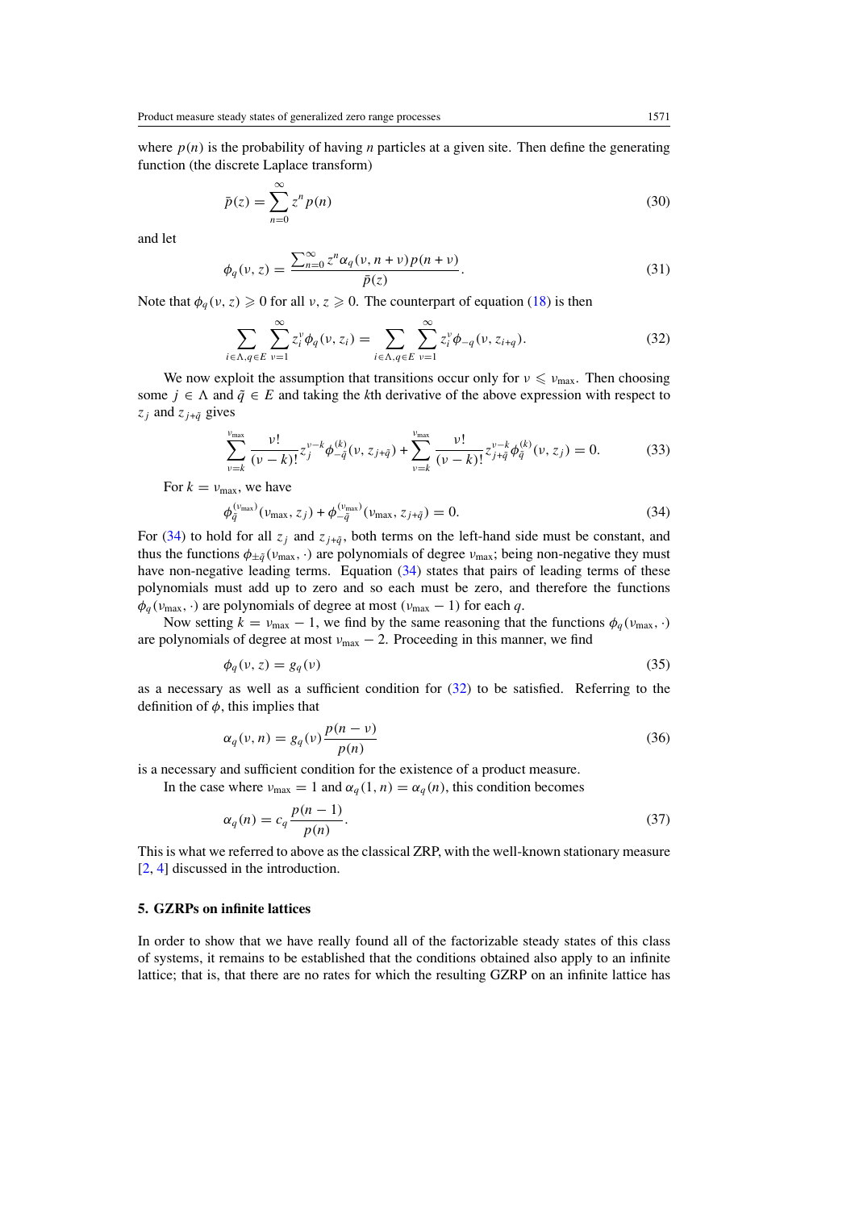where $p(n)$ is the probability of having $n$ particles at a given site. Then define the generating function (the discrete Laplace transform)

$$\bar{p}(z) = \sum_{n=0}^{\infty} z^n p(n) \tag{30}$$

and let

$$\phi_q(\nu, z) = \frac{\sum_{n=0}^{\infty} z^n \alpha_q(\nu, n+\nu) p(n+\nu)}{\bar{p}(z)}. \tag{31}$$

Note that $\phi_q(\nu, z) \geqslant 0$ for all $\nu, z \geqslant 0$. The counterpart of equation (18) is then

$$\sum_{i\in\Lambda, q\in E} \sum_{\nu=1}^{\infty} z_i^{\nu} \phi_q(\nu, z_i) = \sum_{i\in\Lambda, q\in E} \sum_{\nu=1}^{\infty} z_i^{\nu} \phi_{-q}(\nu, z_{i+q}). \tag{32}$$

We now exploit the assumption that transitions occur only for $\nu \leqslant \nu_{\max}$. Then choosing some $j \in \Lambda$ and $\tilde{q} \in E$ and taking the $k$th derivative of the above expression with respect to $z_j$ and $z_{j+\tilde{q}}$ gives

$$\sum_{\nu=k}^{\nu_{\max}} \frac{\nu!}{(\nu-k)!} z_j^{\nu-k} \phi_{-\tilde{q}}^{(k)}(\nu, z_{j+\tilde{q}}) + \sum_{\nu=k}^{\nu_{\max}} \frac{\nu!}{(\nu-k)!} z_{j+\tilde{q}}^{\nu-k} \phi_{\tilde{q}}^{(k)}(\nu, z_j) = 0. \tag{33}$$

For $k = \nu_{\max}$, we have

$$\phi_{\tilde{q}}^{(\nu_{\max})}(\nu_{\max}, z_j) + \phi_{-\tilde{q}}^{(\nu_{\max})}(\nu_{\max}, z_{j+\tilde{q}}) = 0. \tag{34}$$

For (34) to hold for all $z_j$ and $z_{j+\tilde{q}}$, both terms on the left-hand side must be constant, and thus the functions $\phi_{\pm\tilde{q}}(\nu_{\max}, \cdot)$ are polynomials of degree $\nu_{\max}$; being non-negative they must have non-negative leading terms. Equation (34) states that pairs of leading terms of these polynomials must add up to zero and so each must be zero, and therefore the functions $\phi_q(\nu_{\max}, \cdot)$ are polynomials of degree at most $(\nu_{\max} - 1)$ for each $q$.

Now setting $k = \nu_{\max} - 1$, we find by the same reasoning that the functions $\phi_q(\nu_{\max}, \cdot)$ are polynomials of degree at most $\nu_{\max} - 2$. Proceeding in this manner, we find

$$\phi_q(\nu, z) = g_q(\nu) \tag{35}$$

as a necessary as well as a sufficient condition for (32) to be satisfied. Referring to the definition of $\phi$, this implies that

$$\alpha_q(\nu, n) = g_q(\nu) \frac{p(n-\nu)}{p(n)} \tag{36}$$

is a necessary and sufficient condition for the existence of a product measure.

In the case where $\nu_{\max} = 1$ and $\alpha_q(1, n) = \alpha_q(n)$, this condition becomes

$$\alpha_q(n) = c_q \frac{p(n-1)}{p(n)}. \tag{37}$$

This is what we referred to above as the classical ZRP, with the well-known stationary measure [2, 4] discussed in the introduction.

## 5. GZRPs on infinite lattices

In order to show that we have really found all of the factorizable steady states of this class of systems, it remains to be established that the conditions obtained also apply to an infinite lattice; that is, that there are no rates for which the resulting GZRP on an infinite lattice has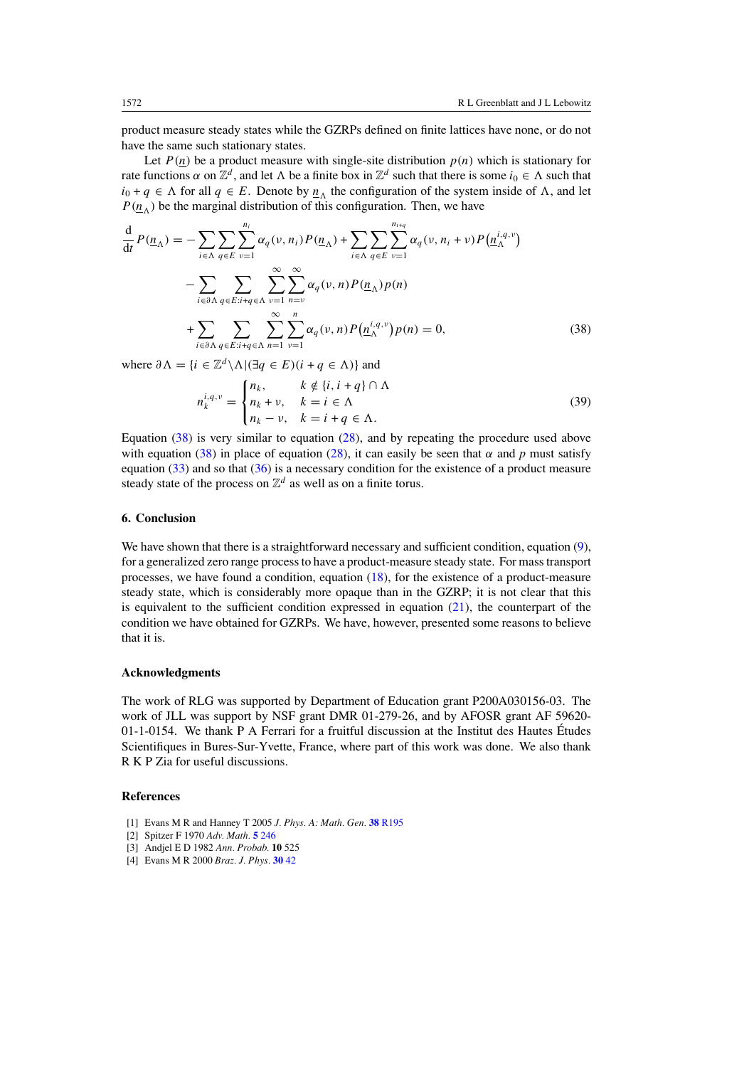product measure steady states while the GZRPs defined on finite lattices have none, or do not have the same such stationary states.

Let $P(\underline{n})$ be a product measure with single-site distribution $p(n)$ which is stationary for rate functions $\alpha$ on $\mathbb{Z}^d$, and let $\Lambda$ be a finite box in $\mathbb{Z}^d$ such that there is some $i_0 \in \Lambda$ such that $i_0 + q \in \Lambda$ for all $q \in E$. Denote by $\underline{n}_\Lambda$ the configuration of the system inside of $\Lambda$, and let $P(\underline{n}_\Lambda)$ be the marginal distribution of this configuration. Then, we have

$$
\begin{aligned}
\frac{\mathrm{d}}{\mathrm{d}t} P(\underline{n}_\Lambda) = &- \sum_{i\in\Lambda}\sum_{q\in E}\sum_{\nu=1}^{n_i} \alpha_q(\nu, n_i) P(\underline{n}_\Lambda) + \sum_{i\in\Lambda}\sum_{q\in E}\sum_{\nu=1}^{n_{i+q}} \alpha_q(\nu, n_i+\nu) P\left(\underline{n}_\Lambda^{i,q,\nu}\right) \\
&- \sum_{i\in\partial\Lambda}\sum_{q\in E: i+q\in\Lambda}\sum_{\nu=1}^{\infty}\sum_{n=\nu}^{\infty} \alpha_q(\nu, n) P(\underline{n}_\Lambda) p(n) \\
&+ \sum_{i\in\partial\Lambda}\sum_{q\in E: i+q\in\Lambda}\sum_{n=1}^{\infty}\sum_{\nu=1}^{n} \alpha_q(\nu, n) P\left(\underline{n}_\Lambda^{i,q,\nu}\right) p(n) = 0,
\end{aligned}
\tag{38}
$$

where $\partial\Lambda = \{i \in \mathbb{Z}^d \backslash \Lambda | (\exists q \in E)(i + q \in \Lambda)\}$ and

$$
n_k^{i,q,\nu} = \begin{cases} n_k, & k \notin \{i, i+q\} \cap \Lambda \\ n_k + \nu, & k = i \in \Lambda \\ n_k - \nu, & k = i + q \in \Lambda. \end{cases}
\tag{39}
$$

Equation (38) is very similar to equation (28), and by repeating the procedure used above with equation (38) in place of equation (28), it can easily be seen that $\alpha$ and $p$ must satisfy equation (33) and so that (36) is a necessary condition for the existence of a product measure steady state of the process on $\mathbb{Z}^d$ as well as on a finite torus.

## 6. Conclusion

We have shown that there is a straightforward necessary and sufficient condition, equation (9), for a generalized zero range process to have a product-measure steady state. For mass transport processes, we have found a condition, equation (18), for the existence of a product-measure steady state, which is considerably more opaque than in the GZRP; it is not clear that this is equivalent to the sufficient condition expressed in equation (21), the counterpart of the condition we have obtained for GZRPs. We have, however, presented some reasons to believe that it is.

### Acknowledgments

The work of RLG was supported by Department of Education grant P200A030156-03. The work of JLL was support by NSF grant DMR 01-279-26, and by AFOSR grant AF 59620-01-1-0154. We thank P A Ferrari for a fruitful discussion at the Institut des Hautes Études Scientifiques in Bures-Sur-Yvette, France, where part of this work was done. We also thank R K P Zia for useful discussions.

### References

[1] Evans M R and Hanney T 2005 *J. Phys. A: Math. Gen.* **38** R195

[2] Spitzer F 1970 *Adv. Math.* **5** 246

[3] Andjel E D 1982 *Ann. Probab.* **10** 525

[4] Evans M R 2000 *Braz. J. Phys.* **30** 42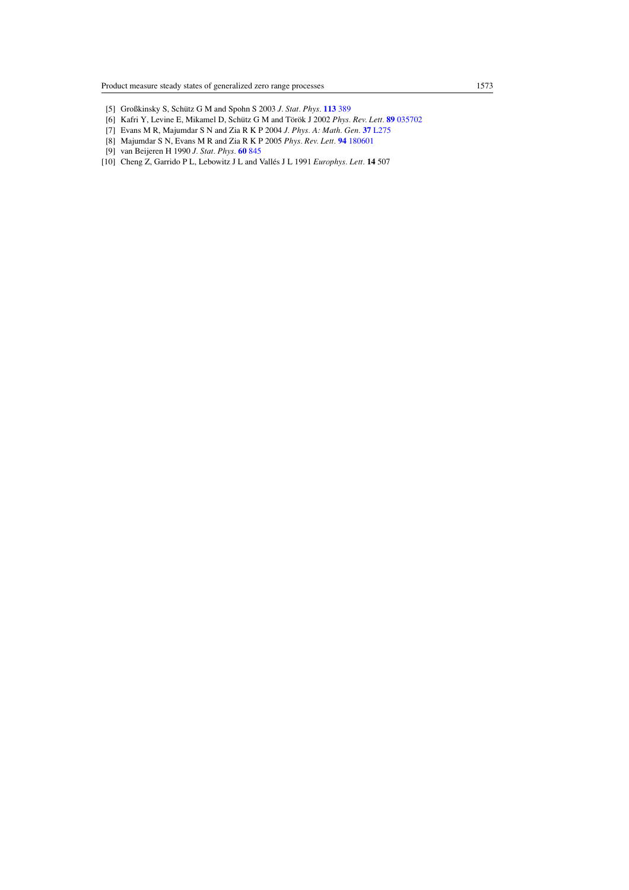[5] Großkinsky S, Schütz G M and Spohn S 2003 *J. Stat. Phys.* **113** 389

[6] Kafri Y, Levine E, Mikamel D, Schütz G M and Török J 2002 *Phys. Rev. Lett.* **89** 035702

[7] Evans M R, Majumdar S N and Zia R K P 2004 *J. Phys. A: Math. Gen.* **37** L275

[8] Majumdar S N, Evans M R and Zia R K P 2005 *Phys. Rev. Lett.* **94** 180601

[9] van Beijeren H 1990 *J. Stat. Phys.* **60** 845

[10] Cheng Z, Garrido P L, Lebowitz J L and Vallés J L 1991 *Europhys. Lett.* **14** 507